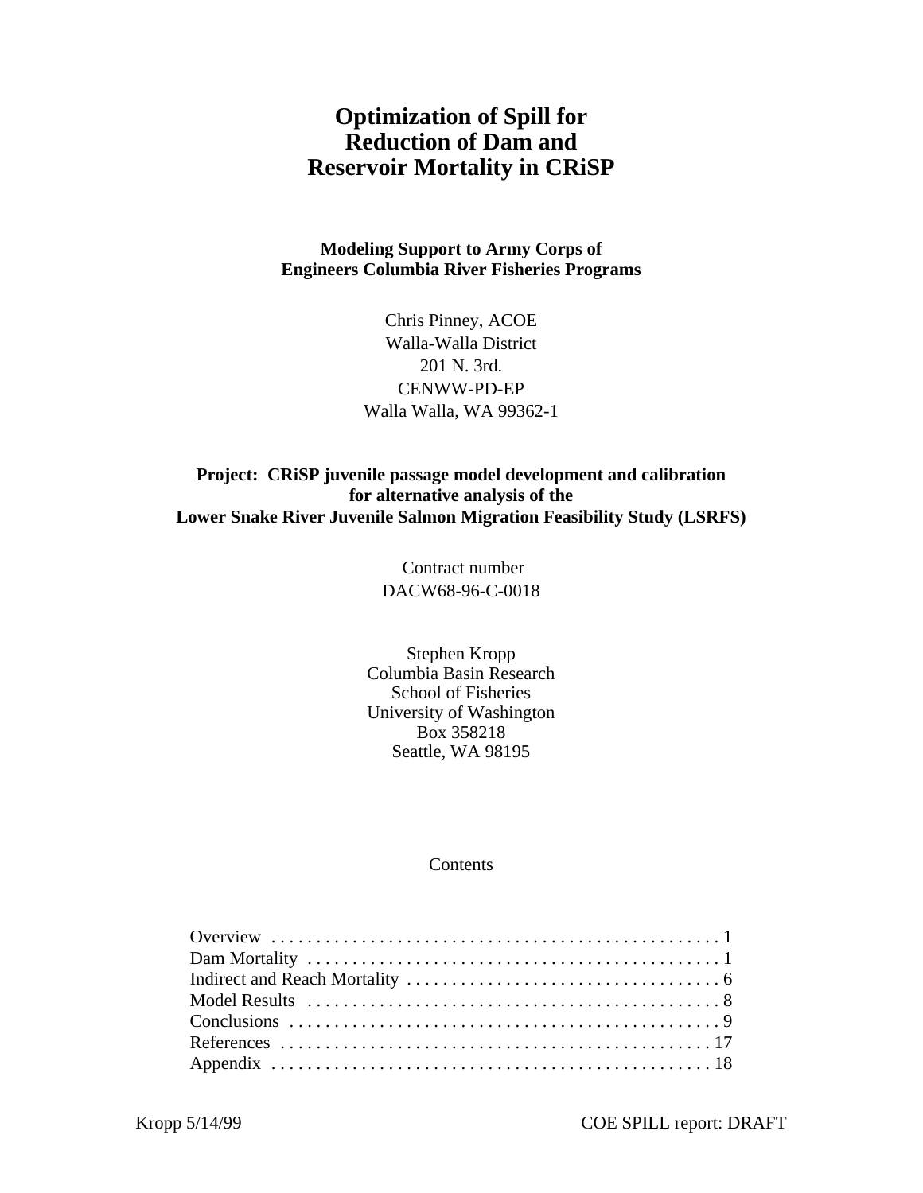# Optimization of Spill for Reduction of Dam and Reservoir Mortality in CRiSP

**Modeling Support to Army Corps of Engineers Columbia River Fisheries Programs**

Chris Pinney, ACOE
Walla-Walla District
201 N. 3rd.
CENWW-PD-EP
Walla Walla, WA 99362-1

**Project: CRiSP juvenile passage model development and calibration for alternative analysis of the Lower Snake River Juvenile Salmon Migration Feasibility Study (LSRFS)**

Contract number
DACW68-96-C-0018

Stephen Kropp
Columbia Basin Research
School of Fisheries
University of Washington
Box 358218
Seattle, WA 98195

Contents

- Overview . . . . . . . . . . . . . . . . . . . . . . . . . . . . . . . . . . . . . . . . . . . . . . . . . . 1
- Dam Mortality . . . . . . . . . . . . . . . . . . . . . . . . . . . . . . . . . . . . . . . . . . . . . . 1
- Indirect and Reach Mortality . . . . . . . . . . . . . . . . . . . . . . . . . . . . . . . . . . . 6
- Model Results . . . . . . . . . . . . . . . . . . . . . . . . . . . . . . . . . . . . . . . . . . . . . . 8
- Conclusions . . . . . . . . . . . . . . . . . . . . . . . . . . . . . . . . . . . . . . . . . . . . . . . . 9
- References . . . . . . . . . . . . . . . . . . . . . . . . . . . . . . . . . . . . . . . . . . . . . . . . 17
- Appendix . . . . . . . . . . . . . . . . . . . . . . . . . . . . . . . . . . . . . . . . . . . . . . . . . 18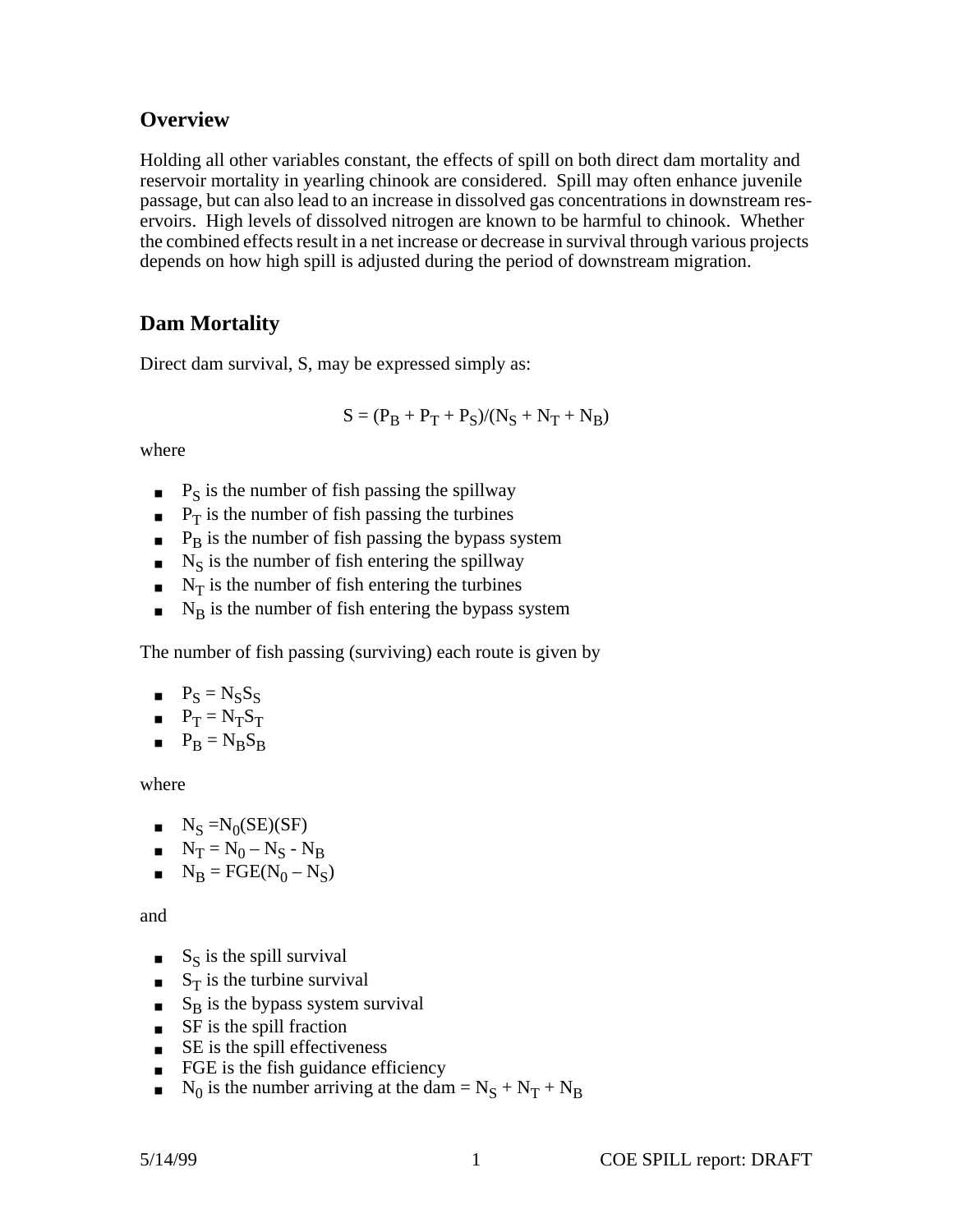## Overview

Holding all other variables constant, the effects of spill on both direct dam mortality and reservoir mortality in yearling chinook are considered. Spill may often enhance juvenile passage, but can also lead to an increase in dissolved gas concentrations in downstream reservoirs. High levels of dissolved nitrogen are known to be harmful to chinook. Whether the combined effects result in a net increase or decrease in survival through various projects depends on how high spill is adjusted during the period of downstream migration.

## Dam Mortality

Direct dam survival, S, may be expressed simply as:

$$S = (P_B + P_T + P_S)/(N_S + N_T + N_B)$$

where

- $P_S$ is the number of fish passing the spillway
- $P_T$ is the number of fish passing the turbines
- $P_B$ is the number of fish passing the bypass system
- $N_S$ is the number of fish entering the spillway
- $N_T$ is the number of fish entering the turbines
- $N_B$ is the number of fish entering the bypass system

The number of fish passing (surviving) each route is given by

- $P_S = N_S S_S$
- $P_T = N_T S_T$
- $P_B = N_B S_B$

where

- $N_S = N_0(SE)(SF)$
- $N_T = N_0 - N_S - N_B$
- $N_B = FGE(N_0 - N_S)$

and

- $S_S$ is the spill survival
- $S_T$ is the turbine survival
- $S_B$ is the bypass system survival
- SF is the spill fraction
- SE is the spill effectiveness
- FGE is the fish guidance efficiency
- $N_0$ is the number arriving at the dam $= N_S + N_T + N_B$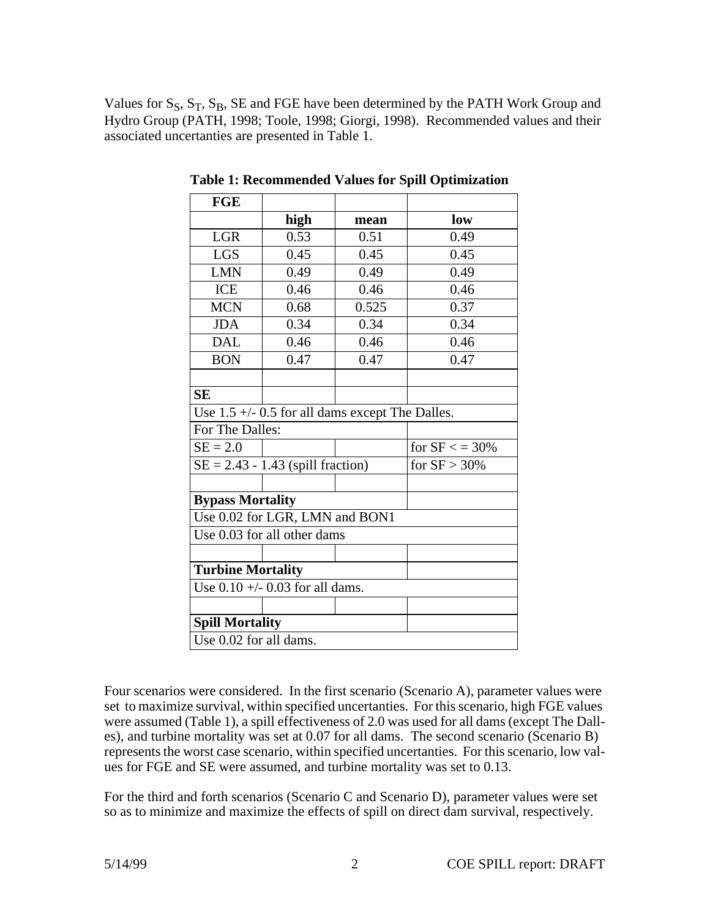Values for $S_S$, $S_T$, $S_B$, SE and FGE have been determined by the PATH Work Group and Hydro Group (PATH, 1998; Toole, 1998; Giorgi, 1998). Recommended values and their associated uncertanties are presented in Table 1.

**Table 1: Recommended Values for Spill Optimization**

| **FGE** | | | |
|---|---|---|---|
| | **high** | **mean** | **low** |
| LGR | 0.53 | 0.51 | 0.49 |
| LGS | 0.45 | 0.45 | 0.45 |
| LMN | 0.49 | 0.49 | 0.49 |
| ICE | 0.46 | 0.46 | 0.46 |
| MCN | 0.68 | 0.525 | 0.37 |
| JDA | 0.34 | 0.34 | 0.34 |
| DAL | 0.46 | 0.46 | 0.46 |
| BON | 0.47 | 0.47 | 0.47 |
| | | | |
| **SE** | | | |
| Use 1.5 +/- 0.5 for all dams except The Dalles. | | | |
| For The Dalles: | | | |
| SE = 2.0 | | | for SF < = 30% |
| SE = 2.43 - 1.43 (spill fraction) | | | for SF > 30% |
| | | | |
| **Bypass Mortality** | | | |
| Use 0.02 for LGR, LMN and BON1 | | | |
| Use 0.03 for all other dams | | | |
| | | | |
| **Turbine Mortality** | | | |
| Use 0.10 +/- 0.03 for all dams. | | | |
| | | | |
| **Spill Mortality** | | | |
| Use 0.02 for all dams. | | | |

Four scenarios were considered. In the first scenario (Scenario A), parameter values were set to maximize survival, within specified uncertanties. For this scenario, high FGE values were assumed (Table 1), a spill effectiveness of 2.0 was used for all dams (except The Dalles), and turbine mortality was set at 0.07 for all dams. The second scenario (Scenario B) represents the worst case scenario, within specified uncertanties. For this scenario, low values for FGE and SE were assumed, and turbine mortality was set to 0.13.

For the third and forth scenarios (Scenario C and Scenario D), parameter values were set so as to minimize and maximize the effects of spill on direct dam survival, respectively.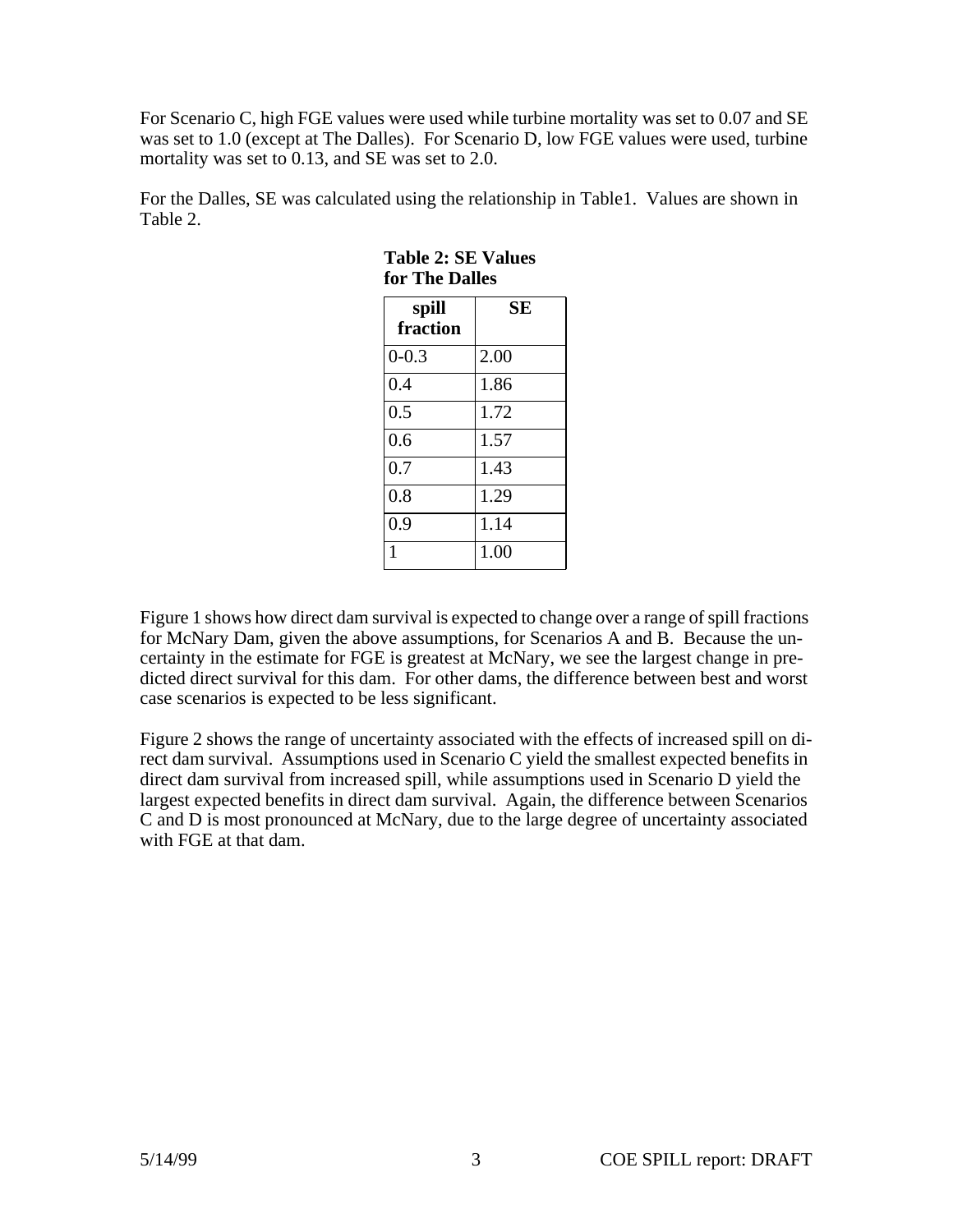For Scenario C, high FGE values were used while turbine mortality was set to 0.07 and SE was set to 1.0 (except at The Dalles). For Scenario D, low FGE values were used, turbine mortality was set to 0.13, and SE was set to 2.0.

For the Dalles, SE was calculated using the relationship in Table1. Values are shown in Table 2.

**Table 2: SE Values for The Dalles**

| spill fraction | SE |
|---|---|
| 0-0.3 | 2.00 |
| 0.4 | 1.86 |
| 0.5 | 1.72 |
| 0.6 | 1.57 |
| 0.7 | 1.43 |
| 0.8 | 1.29 |
| 0.9 | 1.14 |
| 1 | 1.00 |

Figure 1 shows how direct dam survival is expected to change over a range of spill fractions for McNary Dam, given the above assumptions, for Scenarios A and B. Because the uncertainty in the estimate for FGE is greatest at McNary, we see the largest change in predicted direct survival for this dam. For other dams, the difference between best and worst case scenarios is expected to be less significant.

Figure 2 shows the range of uncertainty associated with the effects of increased spill on direct dam survival. Assumptions used in Scenario C yield the smallest expected benefits in direct dam survival from increased spill, while assumptions used in Scenario D yield the largest expected benefits in direct dam survival. Again, the difference between Scenarios C and D is most pronounced at McNary, due to the large degree of uncertainty associated with FGE at that dam.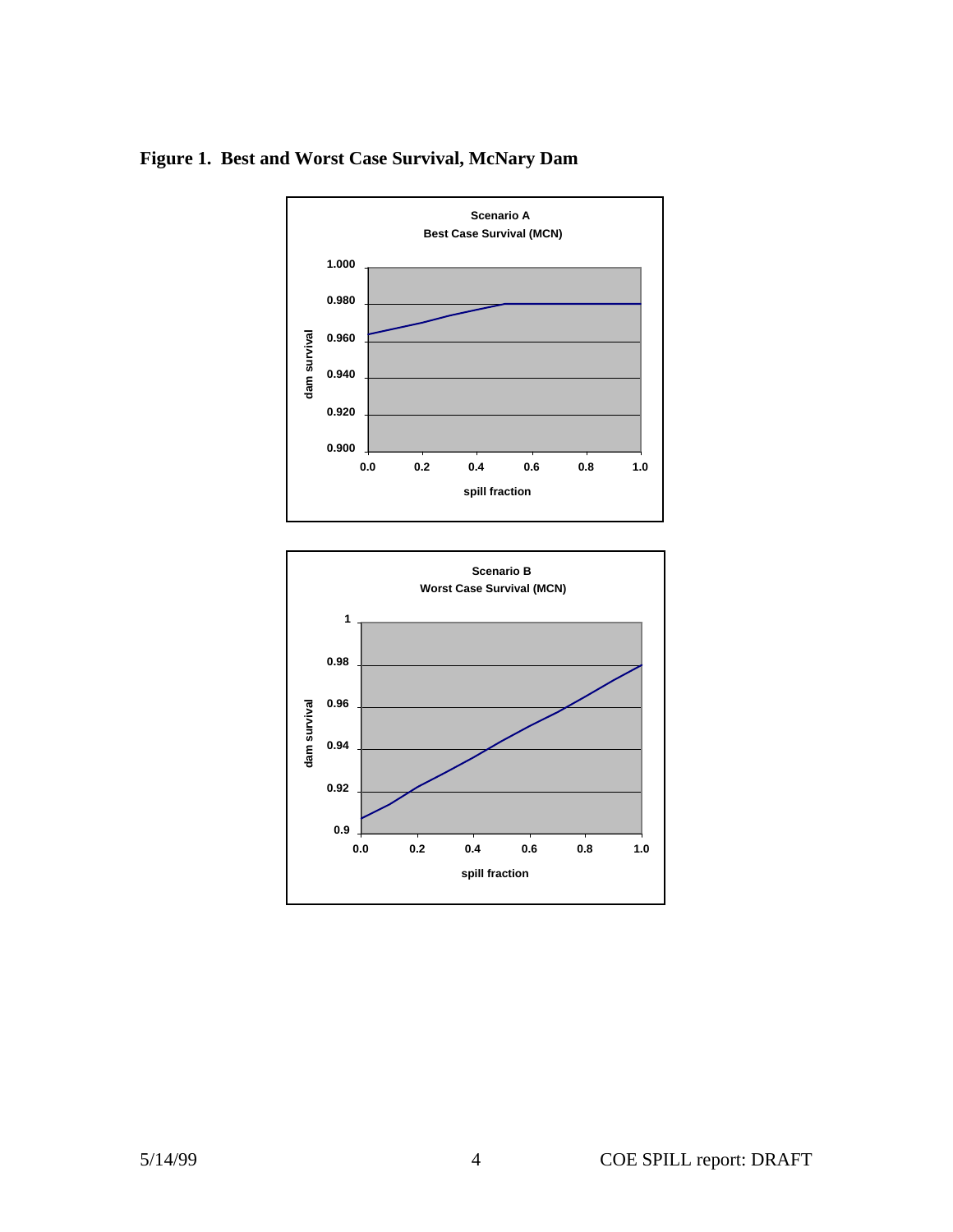**Figure 1. Best and Worst Case Survival, McNary Dam**

Scenario A
Best Case Survival (MCN)

Scenario B
Worst Case Survival (MCN)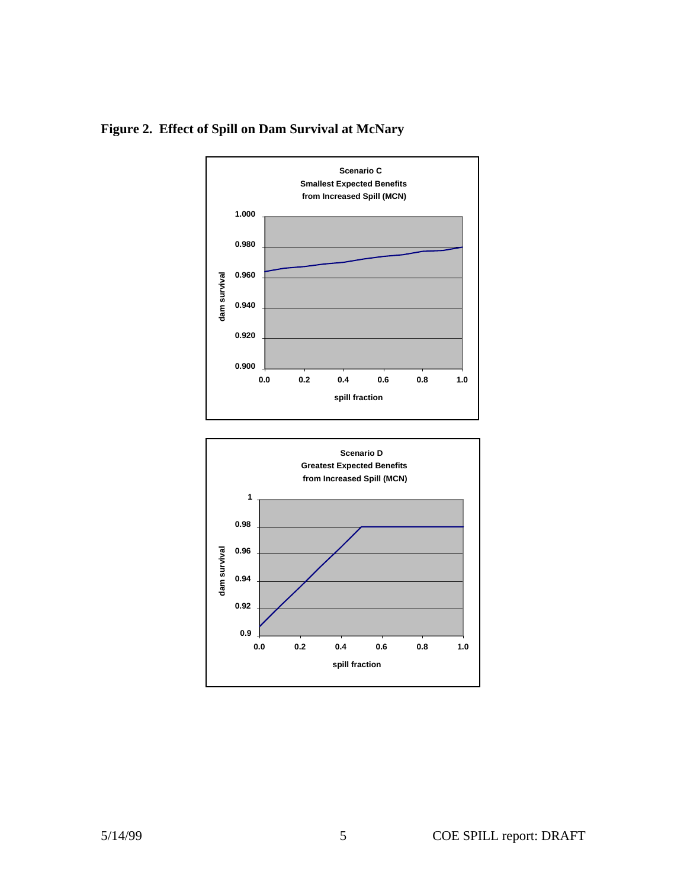**Figure 2. Effect of Spill on Dam Survival at McNary**

Scenario C
Smallest Expected Benefits
from Increased Spill (MCN)

Scenario D
Greatest Expected Benefits
from Increased Spill (MCN)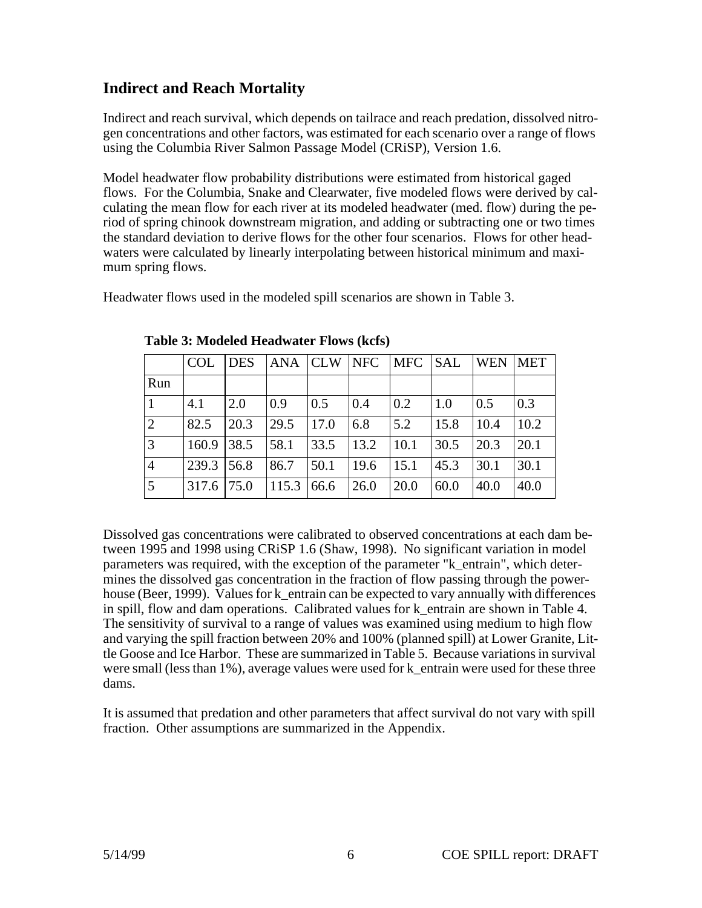## Indirect and Reach Mortality

Indirect and reach survival, which depends on tailrace and reach predation, dissolved nitrogen concentrations and other factors, was estimated for each scenario over a range of flows using the Columbia River Salmon Passage Model (CRiSP), Version 1.6.

Model headwater flow probability distributions were estimated from historical gaged flows. For the Columbia, Snake and Clearwater, five modeled flows were derived by calculating the mean flow for each river at its modeled headwater (med. flow) during the period of spring chinook downstream migration, and adding or subtracting one or two times the standard deviation to derive flows for the other four scenarios. Flows for other headwaters were calculated by linearly interpolating between historical minimum and maximum spring flows.

Headwater flows used in the modeled spill scenarios are shown in Table 3.

**Table 3: Modeled Headwater Flows (kcfs)**

| | COL | DES | ANA | CLW | NFC | MFC | SAL | WEN | MET |
|---|---|---|---|---|---|---|---|---|---|
| Run | | | | | | | | | |
| 1 | 4.1 | 2.0 | 0.9 | 0.5 | 0.4 | 0.2 | 1.0 | 0.5 | 0.3 |
| 2 | 82.5 | 20.3 | 29.5 | 17.0 | 6.8 | 5.2 | 15.8 | 10.4 | 10.2 |
| 3 | 160.9 | 38.5 | 58.1 | 33.5 | 13.2 | 10.1 | 30.5 | 20.3 | 20.1 |
| 4 | 239.3 | 56.8 | 86.7 | 50.1 | 19.6 | 15.1 | 45.3 | 30.1 | 30.1 |
| 5 | 317.6 | 75.0 | 115.3 | 66.6 | 26.0 | 20.0 | 60.0 | 40.0 | 40.0 |

Dissolved gas concentrations were calibrated to observed concentrations at each dam between 1995 and 1998 using CRiSP 1.6 (Shaw, 1998). No significant variation in model parameters was required, with the exception of the parameter "k_entrain", which determines the dissolved gas concentration in the fraction of flow passing through the powerhouse (Beer, 1999). Values for k_entrain can be expected to vary annually with differences in spill, flow and dam operations. Calibrated values for k_entrain are shown in Table 4. The sensitivity of survival to a range of values was examined using medium to high flow and varying the spill fraction between 20% and 100% (planned spill) at Lower Granite, Little Goose and Ice Harbor. These are summarized in Table 5. Because variations in survival were small (less than 1%), average values were used for k_entrain were used for these three dams.

It is assumed that predation and other parameters that affect survival do not vary with spill fraction. Other assumptions are summarized in the Appendix.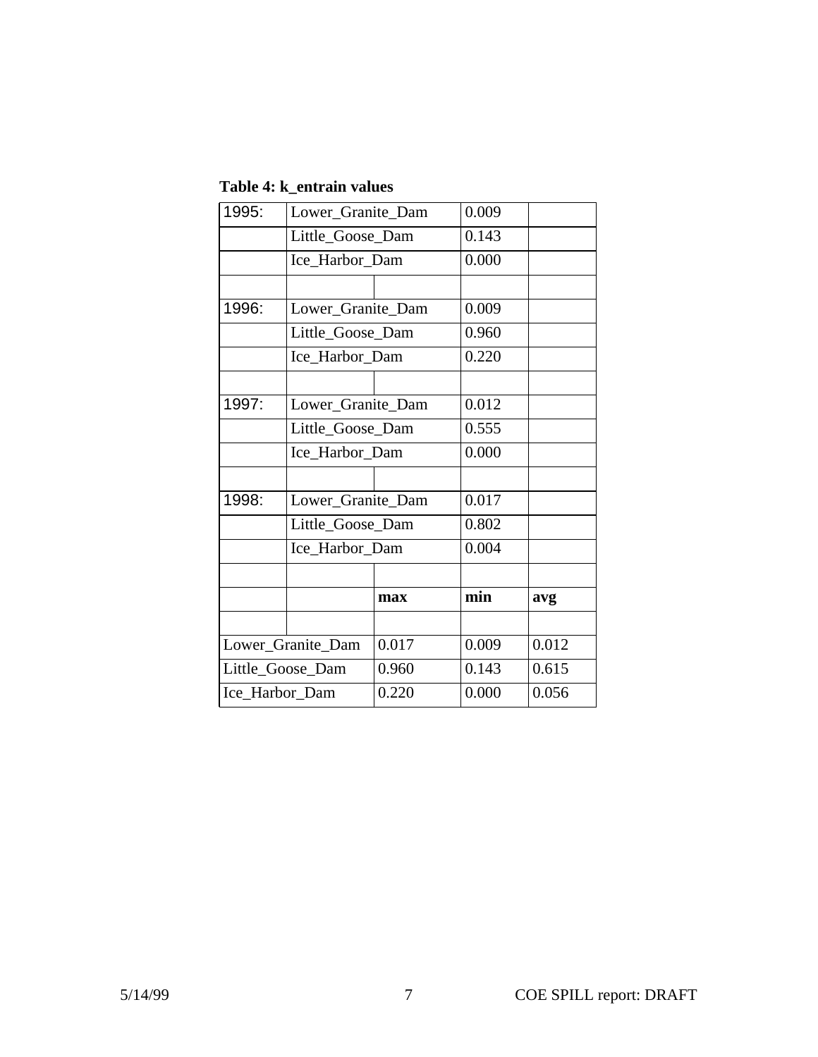**Table 4: k_entrain values**

| | | | | |
|---|---|---|---|---|
| 1995: | Lower_Granite_Dam | | 0.009 | |
| | Little_Goose_Dam | | 0.143 | |
| | Ice_Harbor_Dam | | 0.000 | |
| | | | | |
| 1996: | Lower_Granite_Dam | | 0.009 | |
| | Little_Goose_Dam | | 0.960 | |
| | Ice_Harbor_Dam | | 0.220 | |
| | | | | |
| 1997: | Lower_Granite_Dam | | 0.012 | |
| | Little_Goose_Dam | | 0.555 | |
| | Ice_Harbor_Dam | | 0.000 | |
| | | | | |
| 1998: | Lower_Granite_Dam | | 0.017 | |
| | Little_Goose_Dam | | 0.802 | |
| | Ice_Harbor_Dam | | 0.004 | |
| | | | | |
| | | **max** | **min** | **avg** |
| | | | | |
| Lower_Granite_Dam | | 0.017 | 0.009 | 0.012 |
| Little_Goose_Dam | | 0.960 | 0.143 | 0.615 |
| Ice_Harbor_Dam | | 0.220 | 0.000 | 0.056 |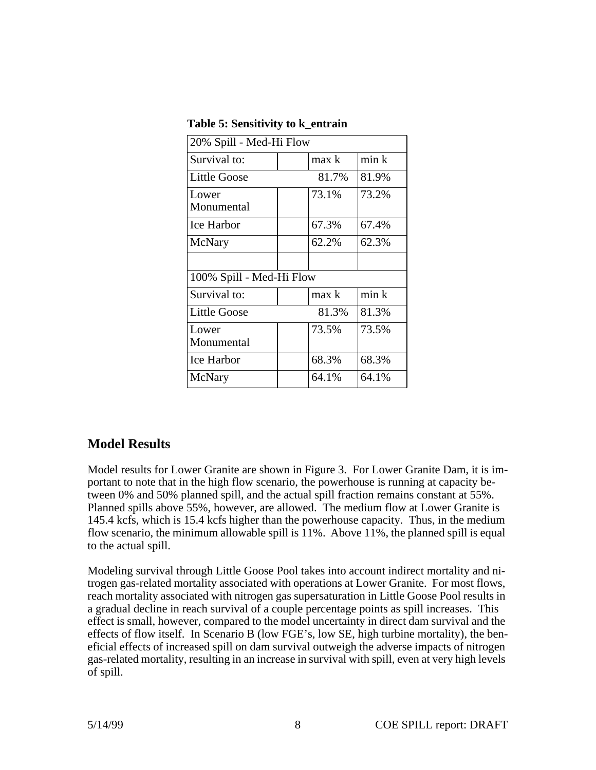**Table 5: Sensitivity to k_entrain**

| 20% Spill - Med-Hi Flow | | | |
|---|---|---|---|
| Survival to: | | max k | min k |
| Little Goose | | 81.7% | 81.9% |
| Lower Monumental | | 73.1% | 73.2% |
| Ice Harbor | | 67.3% | 67.4% |
| McNary | | 62.2% | 62.3% |
| | | | |
| 100% Spill - Med-Hi Flow | | | |
| Survival to: | | max k | min k |
| Little Goose | | 81.3% | 81.3% |
| Lower Monumental | | 73.5% | 73.5% |
| Ice Harbor | | 68.3% | 68.3% |
| McNary | | 64.1% | 64.1% |

## Model Results

Model results for Lower Granite are shown in Figure 3. For Lower Granite Dam, it is important to note that in the high flow scenario, the powerhouse is running at capacity between 0% and 50% planned spill, and the actual spill fraction remains constant at 55%. Planned spills above 55%, however, are allowed. The medium flow at Lower Granite is 145.4 kcfs, which is 15.4 kcfs higher than the powerhouse capacity. Thus, in the medium flow scenario, the minimum allowable spill is 11%. Above 11%, the planned spill is equal to the actual spill.

Modeling survival through Little Goose Pool takes into account indirect mortality and nitrogen gas-related mortality associated with operations at Lower Granite. For most flows, reach mortality associated with nitrogen gas supersaturation in Little Goose Pool results in a gradual decline in reach survival of a couple percentage points as spill increases. This effect is small, however, compared to the model uncertainty in direct dam survival and the effects of flow itself. In Scenario B (low FGE's, low SE, high turbine mortality), the beneficial effects of increased spill on dam survival outweigh the adverse impacts of nitrogen gas-related mortality, resulting in an increase in survival with spill, even at very high levels of spill.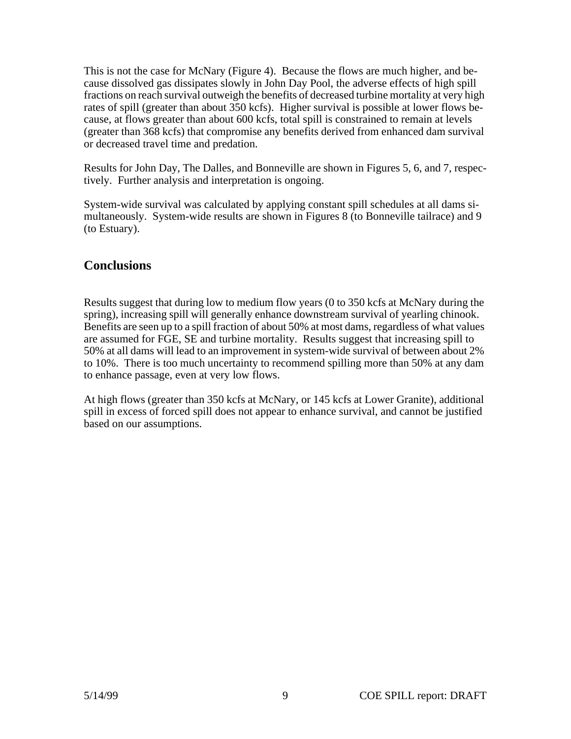This is not the case for McNary (Figure 4). Because the flows are much higher, and because dissolved gas dissipates slowly in John Day Pool, the adverse effects of high spill fractions on reach survival outweigh the benefits of decreased turbine mortality at very high rates of spill (greater than about 350 kcfs). Higher survival is possible at lower flows because, at flows greater than about 600 kcfs, total spill is constrained to remain at levels (greater than 368 kcfs) that compromise any benefits derived from enhanced dam survival or decreased travel time and predation.

Results for John Day, The Dalles, and Bonneville are shown in Figures 5, 6, and 7, respectively. Further analysis and interpretation is ongoing.

System-wide survival was calculated by applying constant spill schedules at all dams simultaneously. System-wide results are shown in Figures 8 (to Bonneville tailrace) and 9 (to Estuary).

## Conclusions

Results suggest that during low to medium flow years (0 to 350 kcfs at McNary during the spring), increasing spill will generally enhance downstream survival of yearling chinook. Benefits are seen up to a spill fraction of about 50% at most dams, regardless of what values are assumed for FGE, SE and turbine mortality. Results suggest that increasing spill to 50% at all dams will lead to an improvement in system-wide survival of between about 2% to 10%. There is too much uncertainty to recommend spilling more than 50% at any dam to enhance passage, even at very low flows.

At high flows (greater than 350 kcfs at McNary, or 145 kcfs at Lower Granite), additional spill in excess of forced spill does not appear to enhance survival, and cannot be justified based on our assumptions.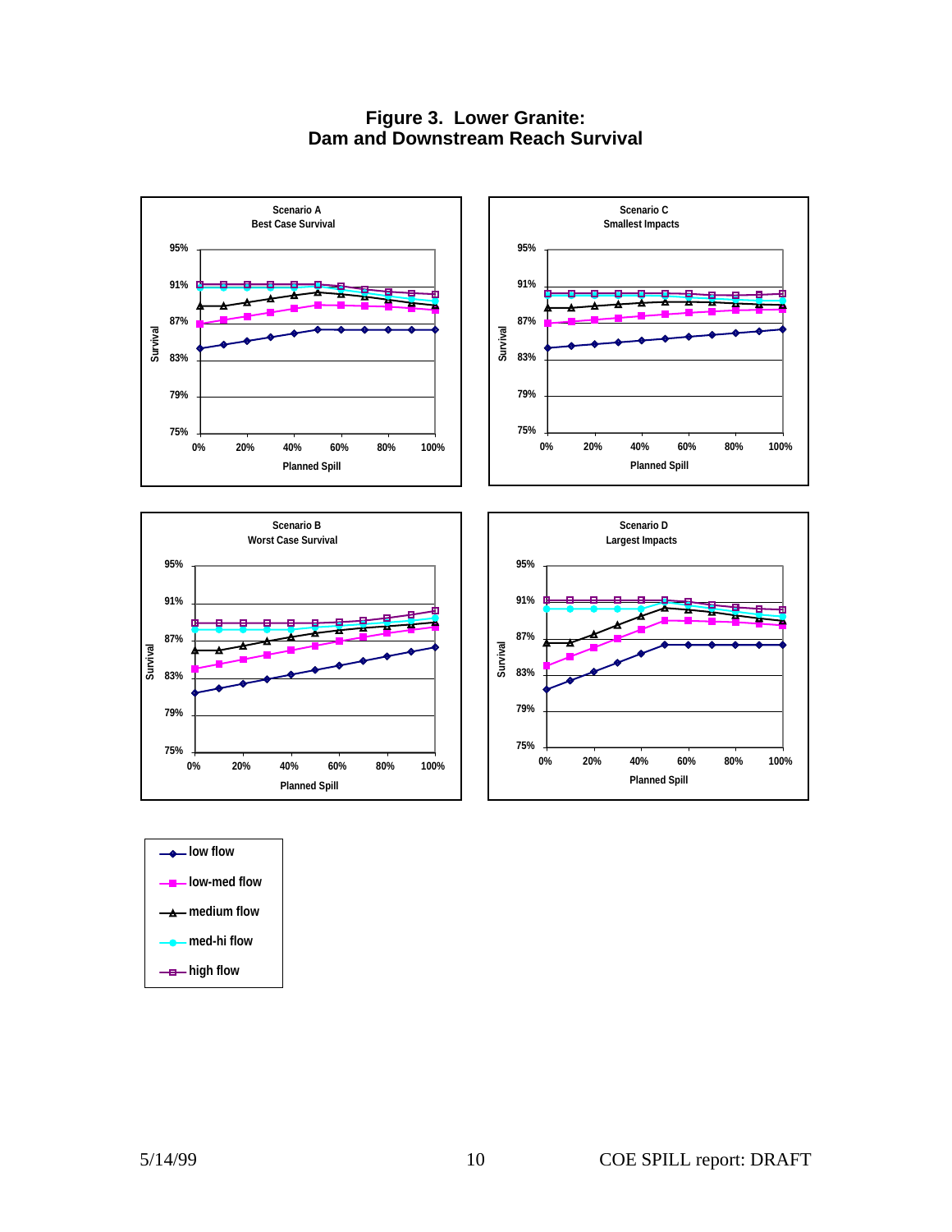# Figure 3. Lower Granite: Dam and Downstream Reach Survival

**Scenario A**
Best Case Survival

**Scenario C**
Smallest Impacts

**Scenario B**
Worst Case Survival

**Scenario D**
Largest Impacts

Survival: 75%, 79%, 83%, 87%, 91%, 95%

Planned Spill: 0%, 20%, 40%, 60%, 80%, 100%

- low flow
- low-med flow
- medium flow
- med-hi flow
- high flow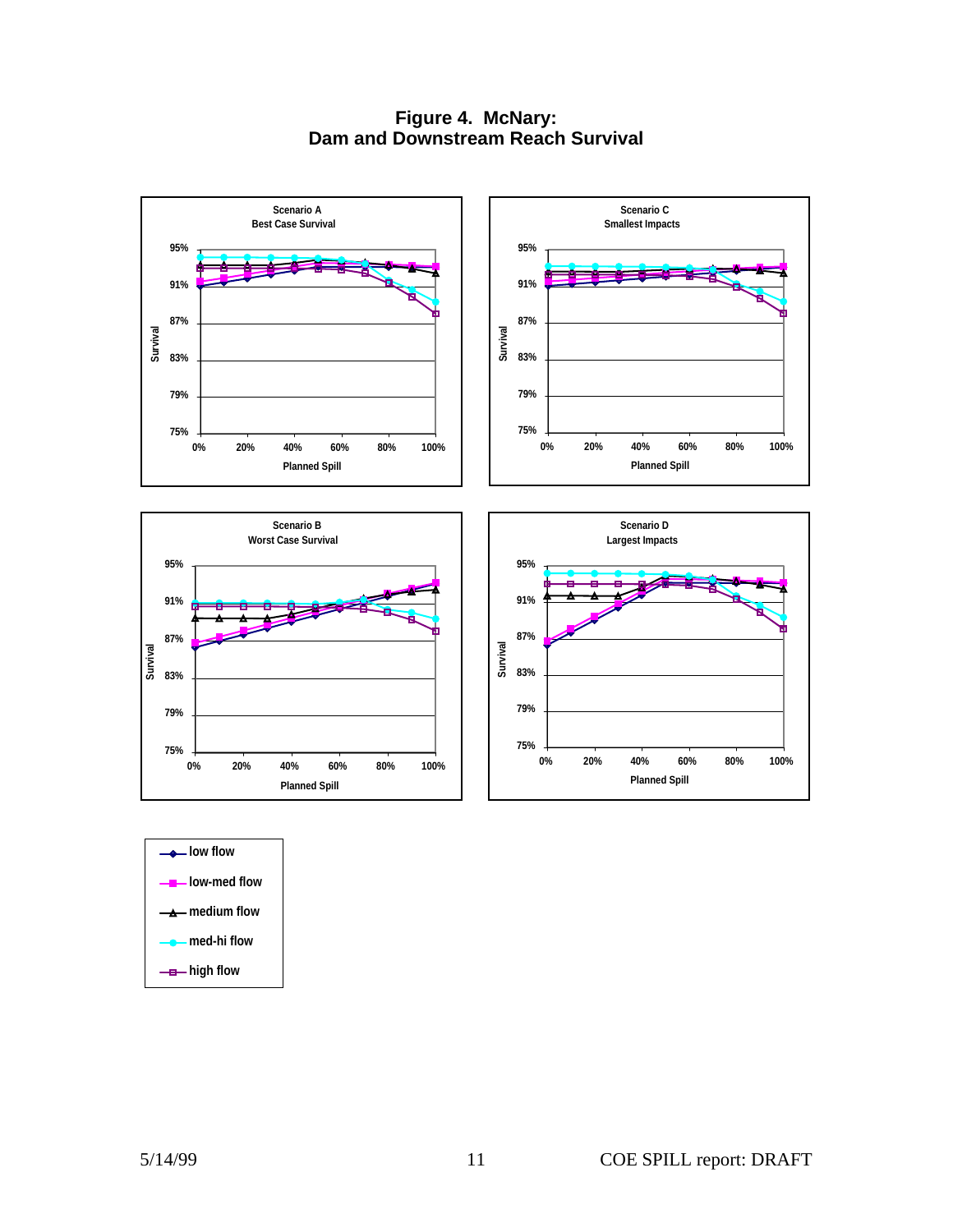# Figure 4. McNary: Dam and Downstream Reach Survival

**Scenario A**
Best Case Survival

**Scenario C**
Smallest Impacts

**Scenario B**
Worst Case Survival

**Scenario D**
Largest Impacts

Survival: 75%, 79%, 83%, 87%, 91%, 95%

Planned Spill: 0%, 20%, 40%, 60%, 80%, 100%

Legend: low flow, low-med flow, medium flow, med-hi flow, high flow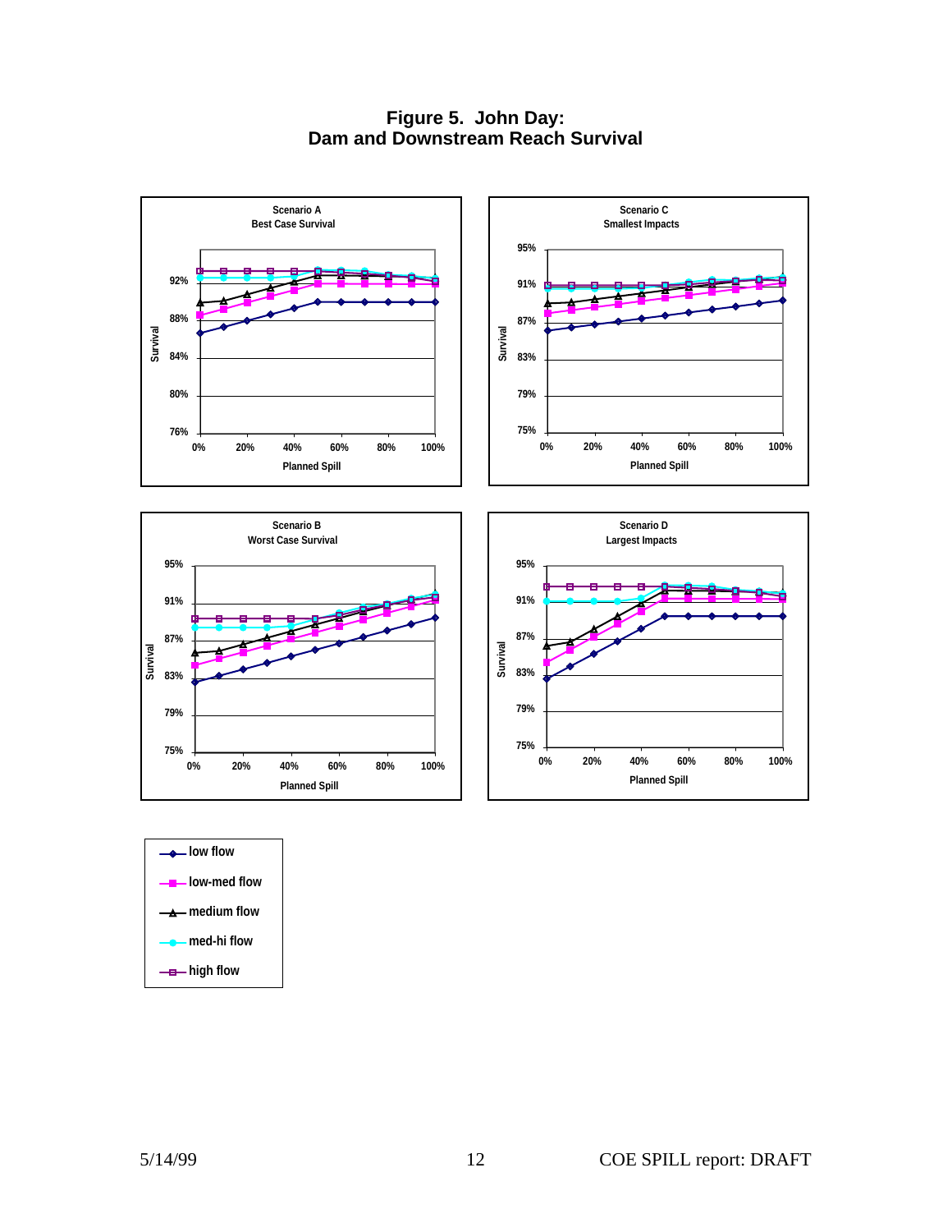# Figure 5. John Day: Dam and Downstream Reach Survival

**Scenario A** — Best Case Survival

**Scenario C** — Smallest Impacts

**Scenario B** — Worst Case Survival

**Scenario D** — Largest Impacts

Survival vs. Planned Spill (0%–100%)

Legend: low flow; low-med flow; medium flow; med-hi flow; high flow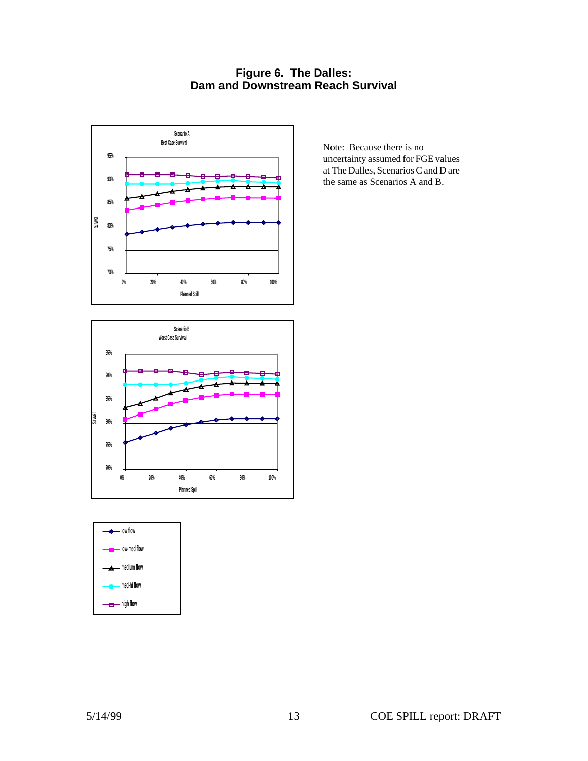**Figure 6. The Dalles:**
**Dam and Downstream Reach Survival**

Note: Because there is no uncertainty assumed for FGE values at The Dalles, Scenarios C and D are the same as Scenarios A and B.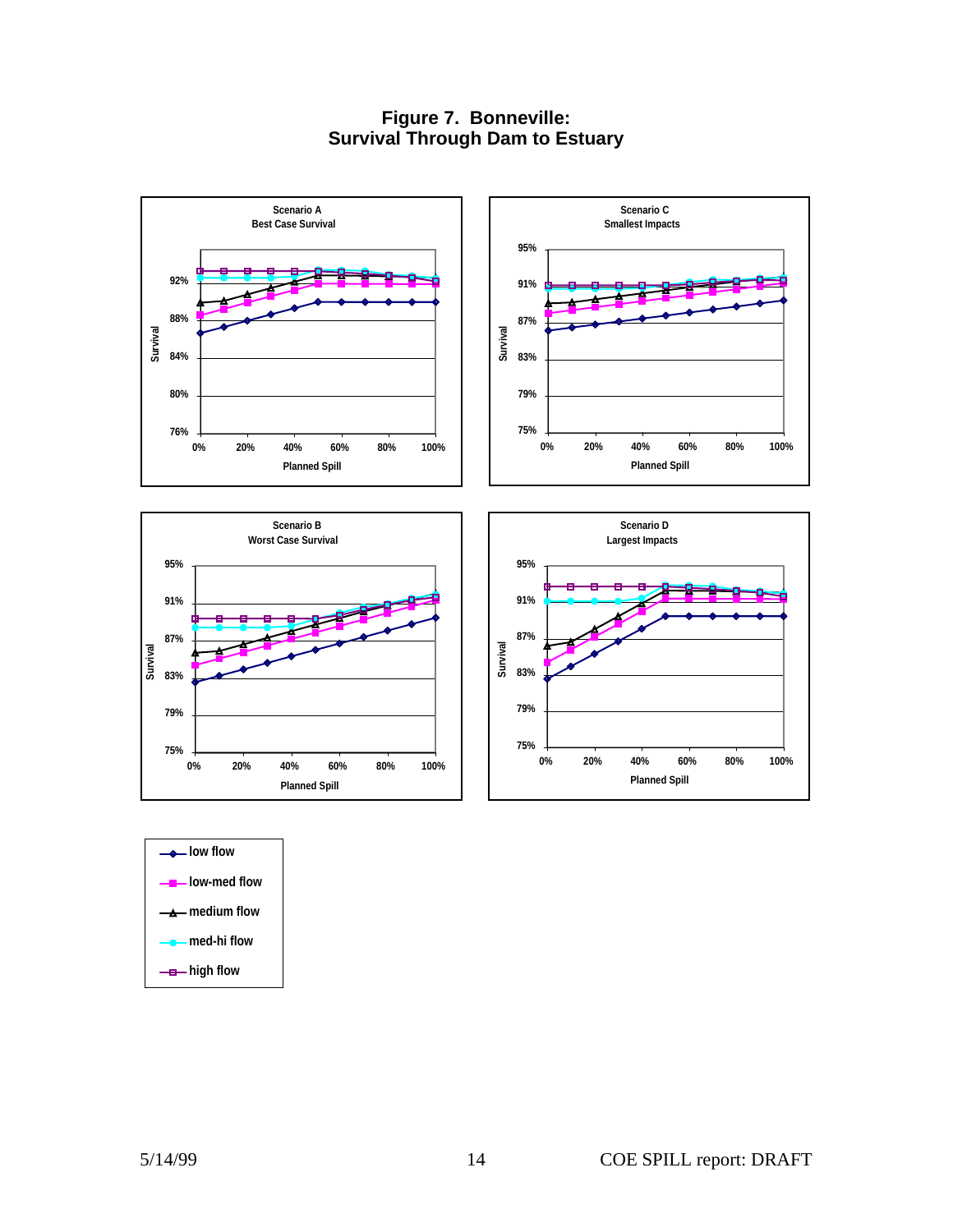# Figure 7. Bonneville: Survival Through Dam to Estuary

Scenario A
Best Case Survival

Scenario C
Smallest Impacts

Scenario B
Worst Case Survival

Scenario D
Largest Impacts

- low flow
- low-med flow
- medium flow
- med-hi flow
- high flow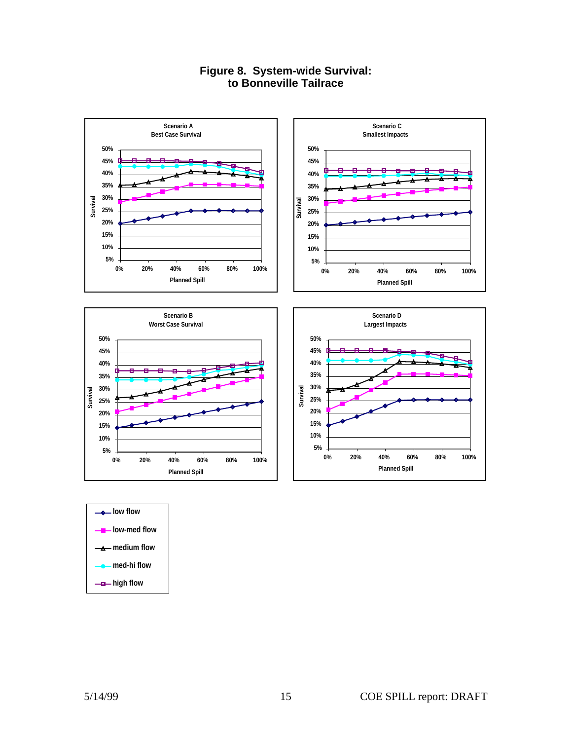**Figure 8. System-wide Survival: to Bonneville Tailrace**

Scenario A
Best Case Survival

Scenario C
Smallest Impacts

Scenario B
Worst Case Survival

Scenario D
Largest Impacts

Survival

Planned Spill

- low flow
- low-med flow
- medium flow
- med-hi flow
- high flow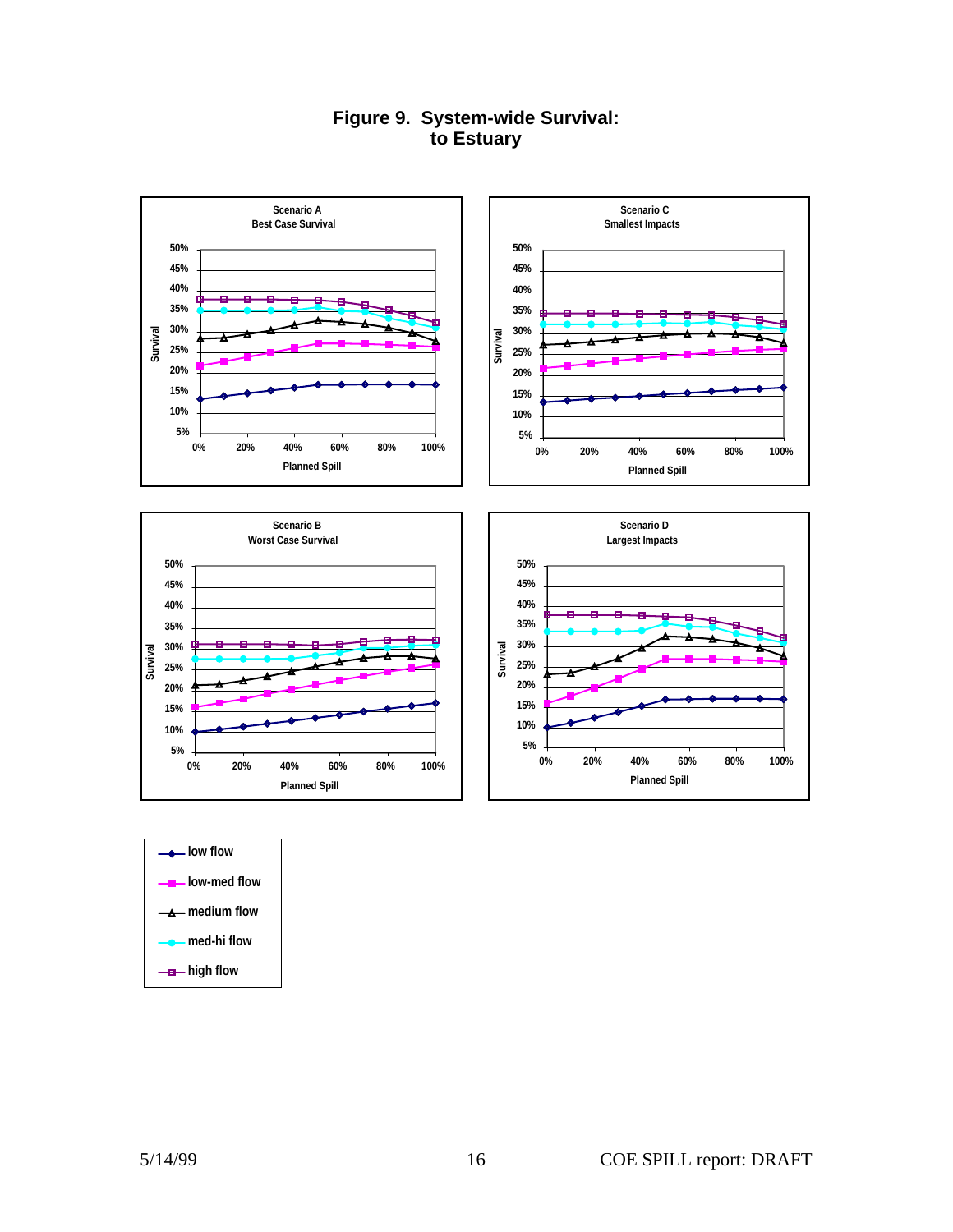# Figure 9. System-wide Survival: to Estuary

Scenario A
Best Case Survival

Scenario C
Smallest Impacts

Scenario B
Worst Case Survival

Scenario D
Largest Impacts

Survival

Planned Spill

- low flow
- low-med flow
- medium flow
- med-hi flow
- high flow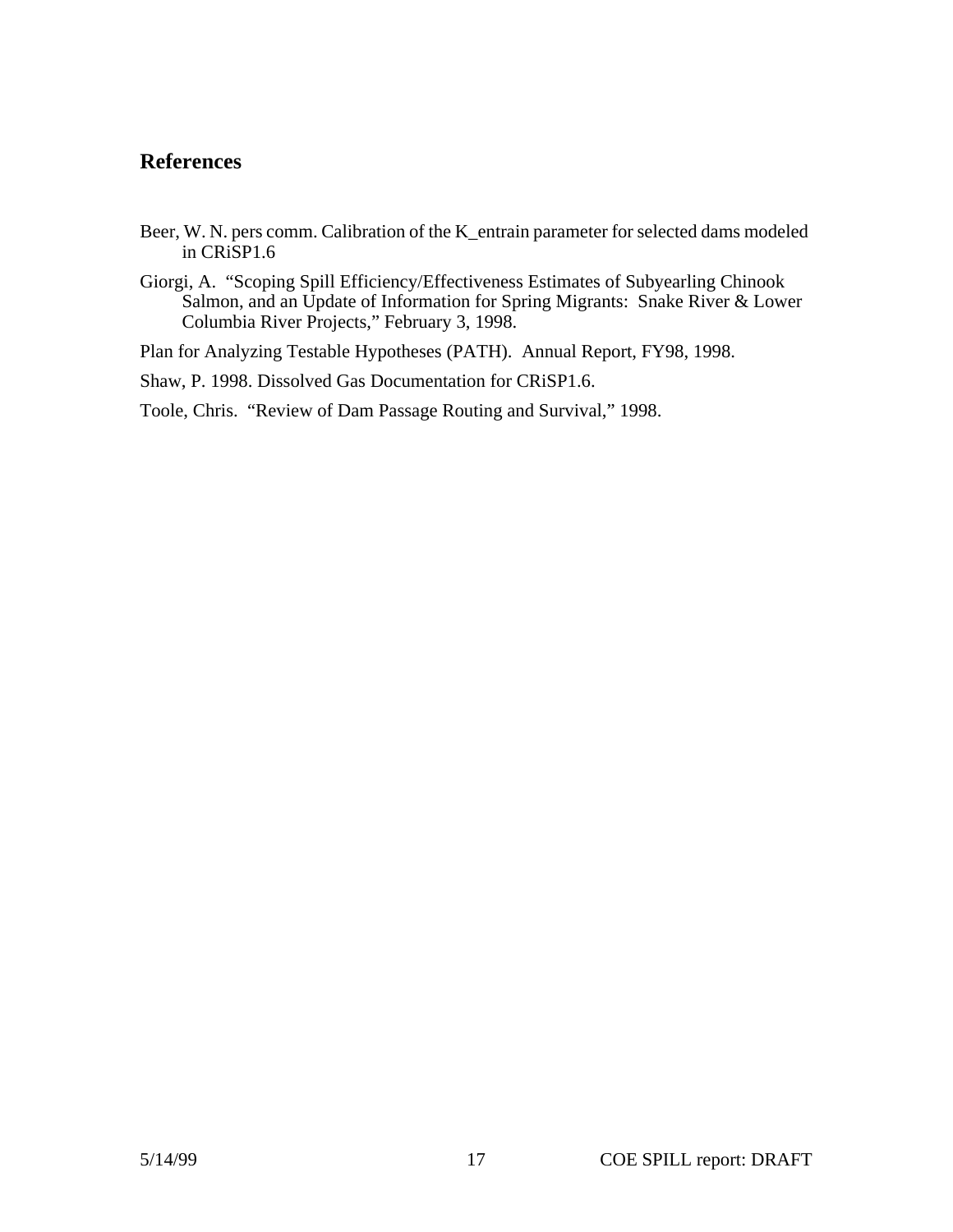## References

Beer, W. N. pers comm. Calibration of the K_entrain parameter for selected dams modeled in CRiSP1.6

Giorgi, A. "Scoping Spill Efficiency/Effectiveness Estimates of Subyearling Chinook Salmon, and an Update of Information for Spring Migrants: Snake River & Lower Columbia River Projects," February 3, 1998.

Plan for Analyzing Testable Hypotheses (PATH). Annual Report, FY98, 1998.

Shaw, P. 1998. Dissolved Gas Documentation for CRiSP1.6.

Toole, Chris. "Review of Dam Passage Routing and Survival," 1998.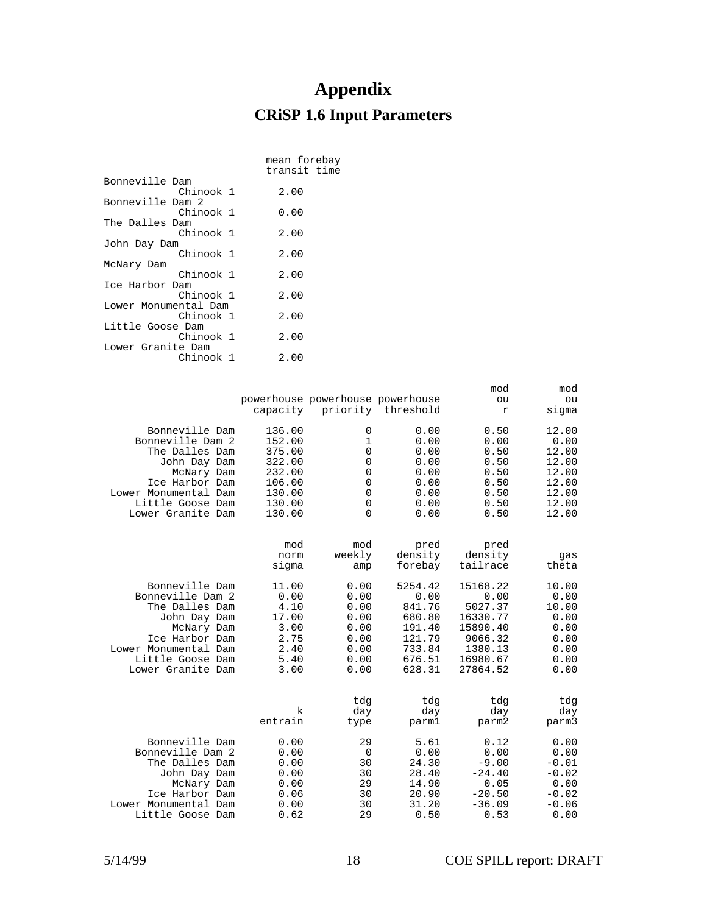# Appendix

## CRiSP 1.6 Input Parameters

| | mean forebay transit time |
|---|---|
| Bonneville Dam | |
| Chinook 1 | 2.00 |
| Bonneville Dam 2 | |
| Chinook 1 | 0.00 |
| The Dalles Dam | |
| Chinook 1 | 2.00 |
| John Day Dam | |
| Chinook 1 | 2.00 |
| McNary Dam | |
| Chinook 1 | 2.00 |
| Ice Harbor Dam | |
| Chinook 1 | 2.00 |
| Lower Monumental Dam | |
| Chinook 1 | 2.00 |
| Little Goose Dam | |
| Chinook 1 | 2.00 |
| Lower Granite Dam | |
| Chinook 1 | 2.00 |

| | powerhouse capacity | powerhouse priority | powerhouse threshold | mod ou r | mod ou sigma |
|---|---|---|---|---|---|
| Bonneville Dam | 136.00 | 0 | 0.00 | 0.50 | 12.00 |
| Bonneville Dam 2 | 152.00 | 1 | 0.00 | 0.00 | 0.00 |
| The Dalles Dam | 375.00 | 0 | 0.00 | 0.50 | 12.00 |
| John Day Dam | 322.00 | 0 | 0.00 | 0.50 | 12.00 |
| McNary Dam | 232.00 | 0 | 0.00 | 0.50 | 12.00 |
| Ice Harbor Dam | 106.00 | 0 | 0.00 | 0.50 | 12.00 |
| Lower Monumental Dam | 130.00 | 0 | 0.00 | 0.50 | 12.00 |
| Little Goose Dam | 130.00 | 0 | 0.00 | 0.50 | 12.00 |
| Lower Granite Dam | 130.00 | 0 | 0.00 | 0.50 | 12.00 |

| | mod norm sigma | mod weekly amp | pred density forebay | pred density tailrace | gas theta |
|---|---|---|---|---|---|
| Bonneville Dam | 11.00 | 0.00 | 5254.42 | 15168.22 | 10.00 |
| Bonneville Dam 2 | 0.00 | 0.00 | 0.00 | 0.00 | 0.00 |
| The Dalles Dam | 4.10 | 0.00 | 841.76 | 5027.37 | 10.00 |
| John Day Dam | 17.00 | 0.00 | 680.80 | 16330.77 | 0.00 |
| McNary Dam | 3.00 | 0.00 | 191.40 | 15890.40 | 0.00 |
| Ice Harbor Dam | 2.75 | 0.00 | 121.79 | 9066.32 | 0.00 |
| Lower Monumental Dam | 2.40 | 0.00 | 733.84 | 1380.13 | 0.00 |
| Little Goose Dam | 5.40 | 0.00 | 676.51 | 16980.67 | 0.00 |
| Lower Granite Dam | 3.00 | 0.00 | 628.31 | 27864.52 | 0.00 |

| | k entrain | tdg day type | tdg day parm1 | tdg day parm2 | tdg day parm3 |
|---|---|---|---|---|---|
| Bonneville Dam | 0.00 | 29 | 5.61 | 0.12 | 0.00 |
| Bonneville Dam 2 | 0.00 | 0 | 0.00 | 0.00 | 0.00 |
| The Dalles Dam | 0.00 | 30 | 24.30 | -9.00 | -0.01 |
| John Day Dam | 0.00 | 30 | 28.40 | -24.40 | -0.02 |
| McNary Dam | 0.00 | 29 | 14.90 | 0.05 | 0.00 |
| Ice Harbor Dam | 0.06 | 30 | 20.90 | -20.50 | -0.02 |
| Lower Monumental Dam | 0.00 | 30 | 31.20 | -36.09 | -0.06 |
| Little Goose Dam | 0.62 | 29 | 0.50 | 0.53 | 0.00 |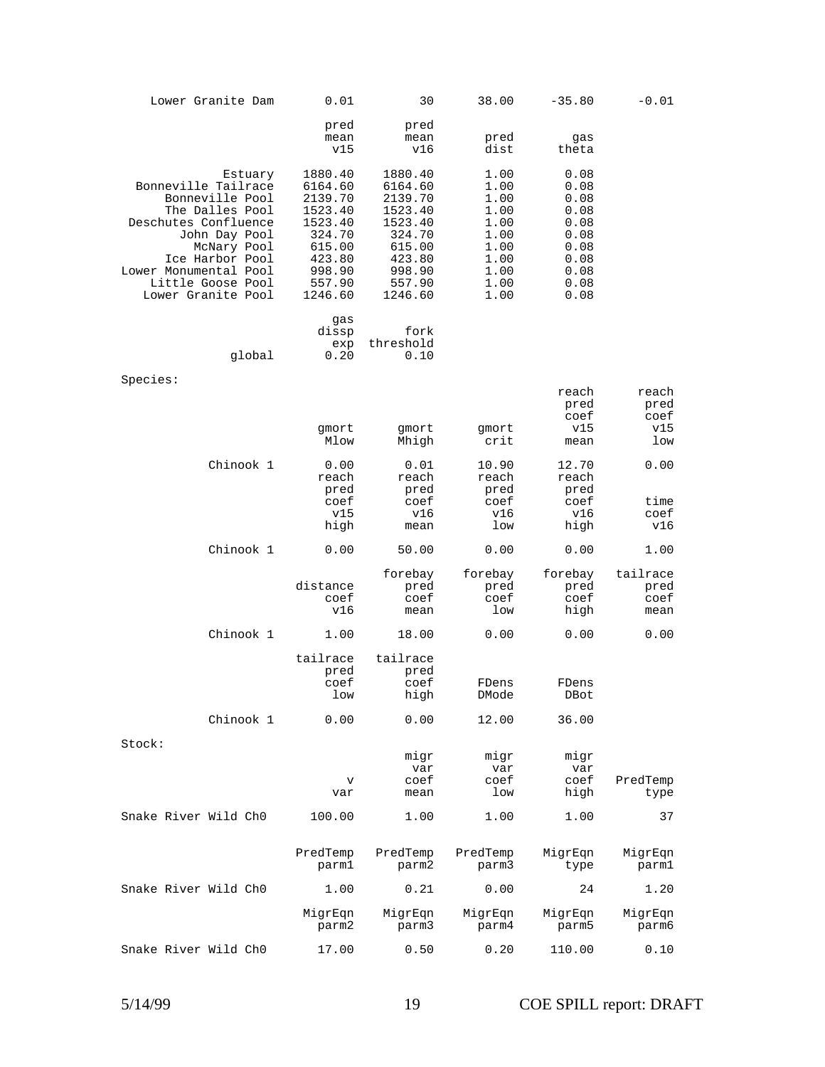| | | | | | |
|---|---|---|---|---|---|
| Lower Granite Dam | 0.01 | 30 | 38.00 | -35.80 | -0.01 |

| | pred mean v15 | pred mean v16 | pred dist | gas theta |
|---|---|---|---|---|
| Estuary | 1880.40 | 1880.40 | 1.00 | 0.08 |
| Bonneville Tailrace | 6164.60 | 6164.60 | 1.00 | 0.08 |
| Bonneville Pool | 2139.70 | 2139.70 | 1.00 | 0.08 |
| The Dalles Pool | 1523.40 | 1523.40 | 1.00 | 0.08 |
| Deschutes Confluence | 1523.40 | 1523.40 | 1.00 | 0.08 |
| John Day Pool | 324.70 | 324.70 | 1.00 | 0.08 |
| McNary Pool | 615.00 | 615.00 | 1.00 | 0.08 |
| Ice Harbor Pool | 423.80 | 423.80 | 1.00 | 0.08 |
| Lower Monumental Pool | 998.90 | 998.90 | 1.00 | 0.08 |
| Little Goose Pool | 557.90 | 557.90 | 1.00 | 0.08 |
| Lower Granite Pool | 1246.60 | 1246.60 | 1.00 | 0.08 |

| | gas dissp exp | fork threshold |
|---|---|---|
| global | 0.20 | 0.10 |

Species:

| | gmort Mlow | gmort Mhigh | gmort crit | reach pred coef v15 mean | reach pred coef v15 low |
|---|---|---|---|---|---|
| Chinook 1 | 0.00 | 0.01 | 10.90 | 12.70 | 0.00 |

| | reach pred coef v15 high | reach pred coef v16 mean | reach pred coef v16 low | reach pred coef v16 high | time coef v16 |
|---|---|---|---|---|---|
| Chinook 1 | 0.00 | 50.00 | 0.00 | 0.00 | 1.00 |

| | distance coef v16 | forebay pred coef mean | forebay pred coef low | forebay pred coef high | tailrace pred coef mean |
|---|---|---|---|---|---|
| Chinook 1 | 1.00 | 18.00 | 0.00 | 0.00 | 0.00 |

| | tailrace pred coef low | tailrace pred coef high | FDens DMode | FDens DBot |
|---|---|---|---|---|
| Chinook 1 | 0.00 | 0.00 | 12.00 | 36.00 |

Stock:

| | v var | migr var coef mean | migr var coef low | migr var coef high | PredTemp type |
|---|---|---|---|---|---|
| Snake River Wild Ch0 | 100.00 | 1.00 | 1.00 | 1.00 | 37 |

| | PredTemp parm1 | PredTemp parm2 | PredTemp parm3 | MigrEqn type | MigrEqn parm1 |
|---|---|---|---|---|---|
| Snake River Wild Ch0 | 1.00 | 0.21 | 0.00 | 24 | 1.20 |

| | MigrEqn parm2 | MigrEqn parm3 | MigrEqn parm4 | MigrEqn parm5 | MigrEqn parm6 |
|---|---|---|---|---|---|
| Snake River Wild Ch0 | 17.00 | 0.50 | 0.20 | 110.00 | 0.10 |